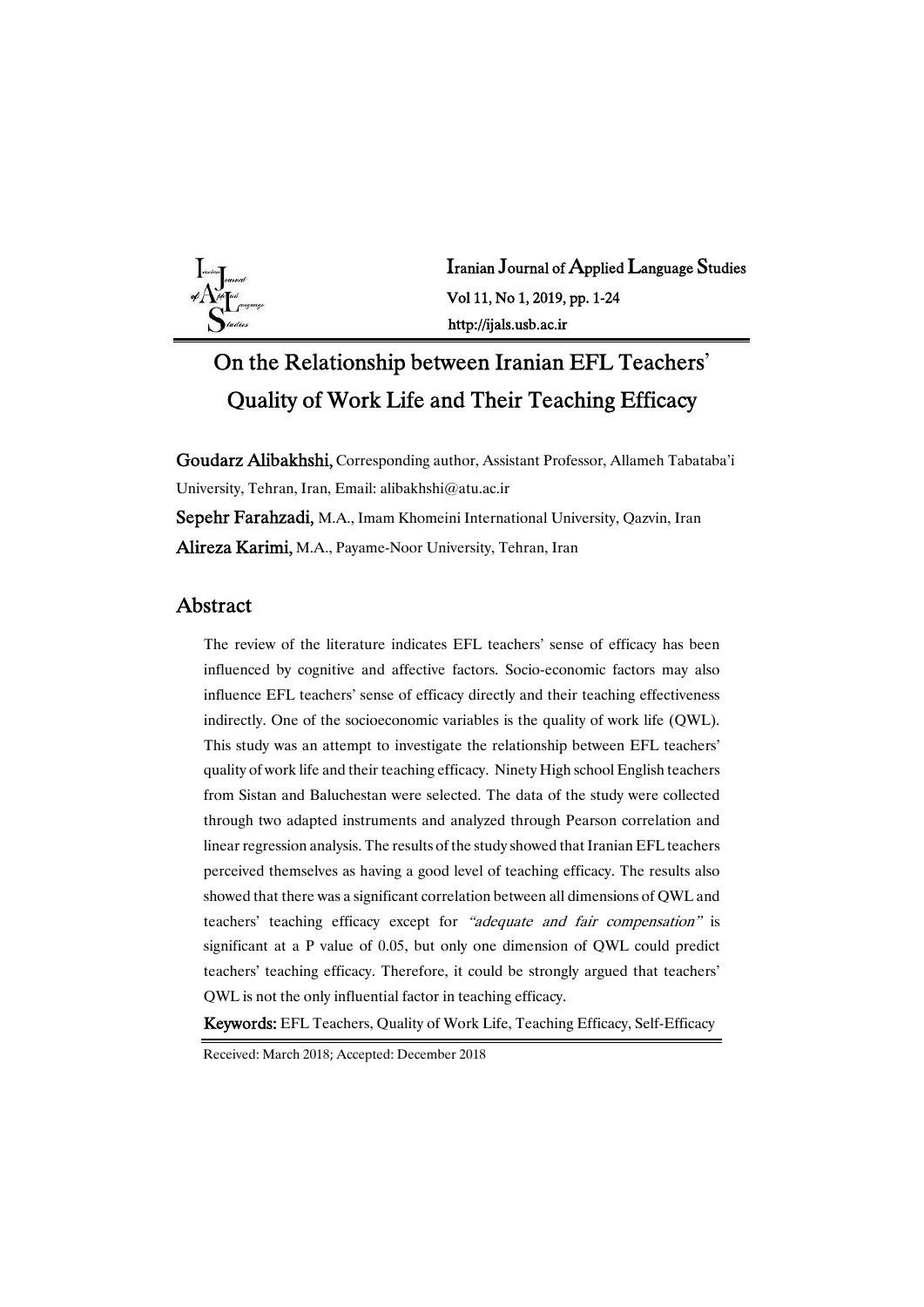# On the Relationship between Iranian EFL Teachers' Quality of Work Life and Their Teaching Efficacy

**Goudarz Alibakhshi,** Corresponding author, Assistant Professor, Allameh Tabataba'i University, Tehran, Iran, Email: alibakhshi@atu.ac.ir

**Sepehr Farahzadi,** M.A., Imam Khomeini International University, Qazvin, Iran

**Alireza Karimi,** M.A., Payame-Noor University, Tehran, Iran

## Abstract

The review of the literature indicates EFL teachers' sense of efficacy has been influenced by cognitive and affective factors. Socio-economic factors may also influence EFL teachers' sense of efficacy directly and their teaching effectiveness indirectly. One of the socioeconomic variables is the quality of work life (QWL). This study was an attempt to investigate the relationship between EFL teachers' quality of work life and their teaching efficacy. Ninety High school English teachers from Sistan and Baluchestan were selected. The data of the study were collected through two adapted instruments and analyzed through Pearson correlation and linear regression analysis. The results of the study showed that Iranian EFL teachers perceived themselves as having a good level of teaching efficacy. The results also showed that there was a significant correlation between all dimensions of QWL and teachers' teaching efficacy except for *"adequate and fair compensation"* is significant at a P value of 0.05, but only one dimension of QWL could predict teachers' teaching efficacy. Therefore, it could be strongly argued that teachers' QWL is not the only influential factor in teaching efficacy.

**Keywords:** EFL Teachers, Quality of Work Life, Teaching Efficacy, Self-Efficacy

Received: March 2018; Accepted: December 2018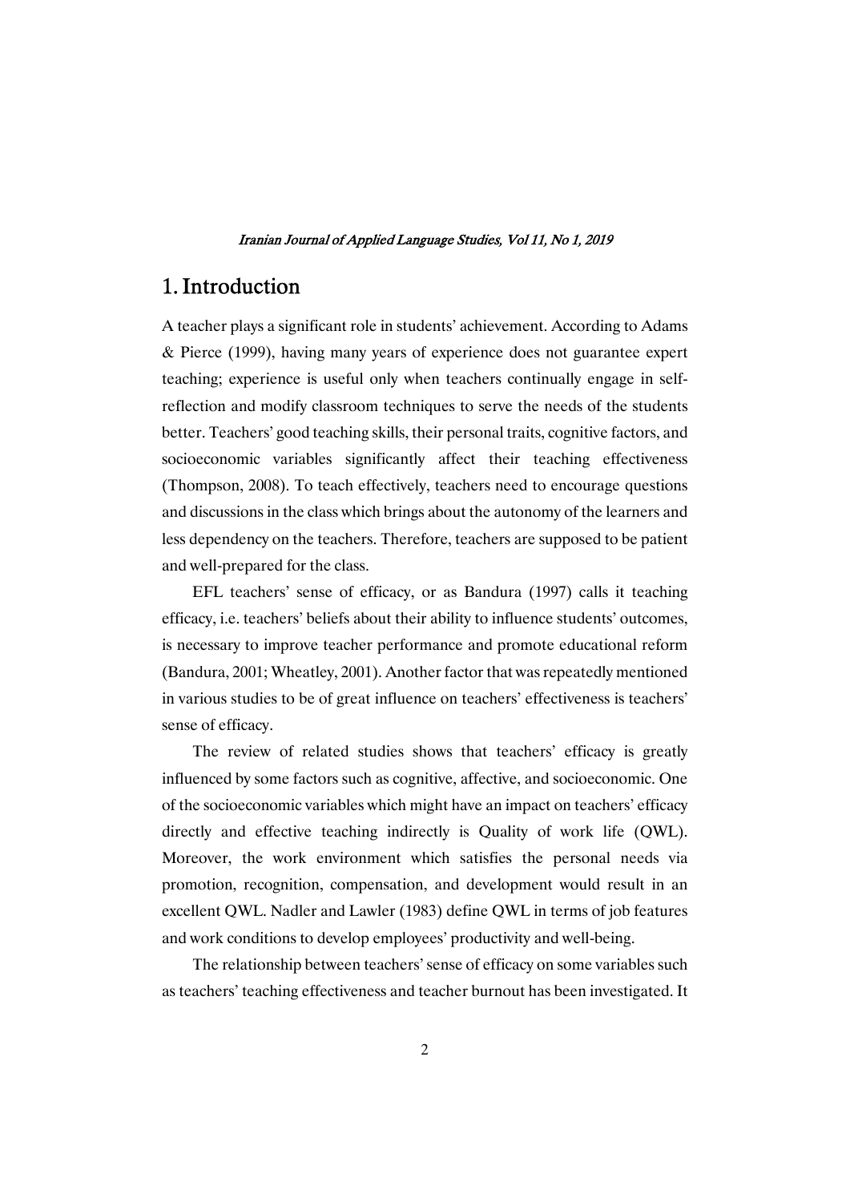# 1. Introduction

A teacher plays a significant role in students' achievement. According to Adams & Pierce (1999), having many years of experience does not guarantee expert teaching; experience is useful only when teachers continually engage in self-reflection and modify classroom techniques to serve the needs of the students better. Teachers' good teaching skills, their personal traits, cognitive factors, and socioeconomic variables significantly affect their teaching effectiveness (Thompson, 2008). To teach effectively, teachers need to encourage questions and discussions in the class which brings about the autonomy of the learners and less dependency on the teachers. Therefore, teachers are supposed to be patient and well-prepared for the class.

EFL teachers' sense of efficacy, or as Bandura (1997) calls it teaching efficacy, i.e. teachers' beliefs about their ability to influence students' outcomes, is necessary to improve teacher performance and promote educational reform (Bandura, 2001; Wheatley, 2001). Another factor that was repeatedly mentioned in various studies to be of great influence on teachers' effectiveness is teachers' sense of efficacy.

The review of related studies shows that teachers' efficacy is greatly influenced by some factors such as cognitive, affective, and socioeconomic. One of the socioeconomic variables which might have an impact on teachers' efficacy directly and effective teaching indirectly is Quality of work life (QWL). Moreover, the work environment which satisfies the personal needs via promotion, recognition, compensation, and development would result in an excellent QWL. Nadler and Lawler (1983) define QWL in terms of job features and work conditions to develop employees' productivity and well-being.

The relationship between teachers' sense of efficacy on some variables such as teachers' teaching effectiveness and teacher burnout has been investigated. It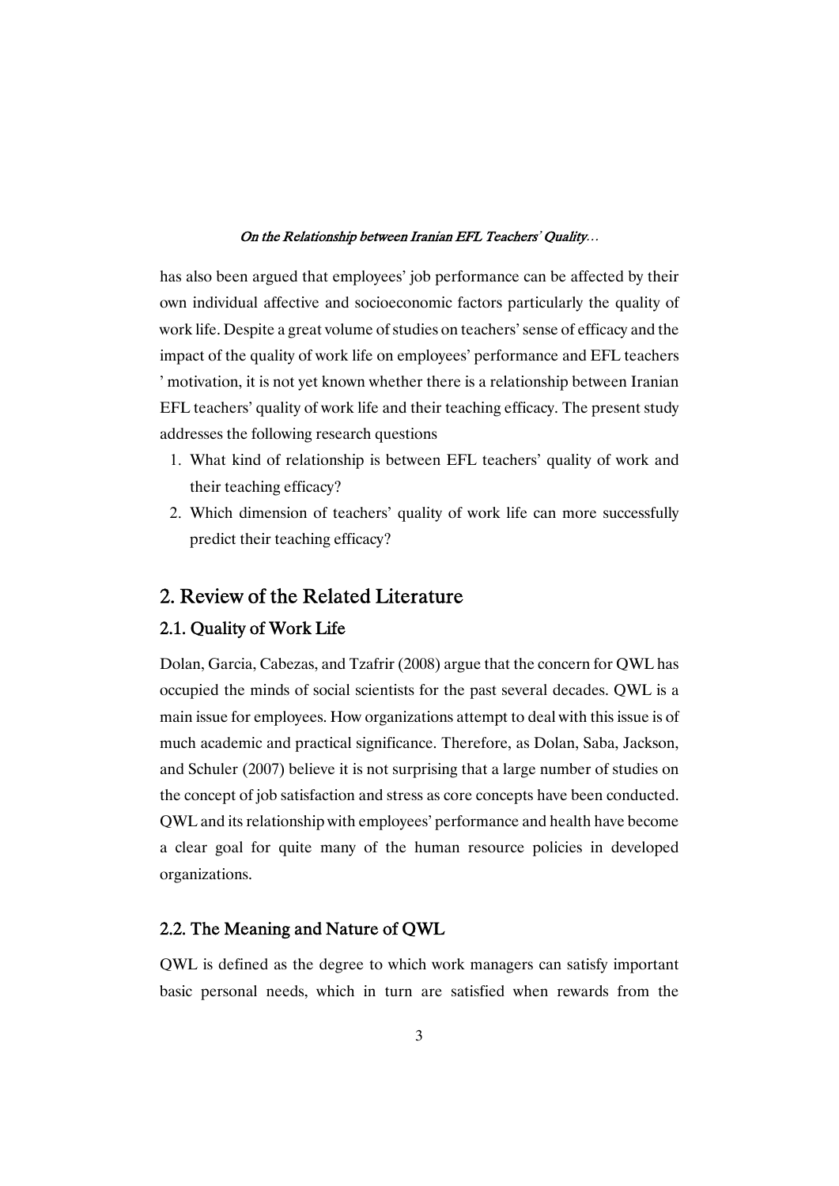has also been argued that employees' job performance can be affected by their own individual affective and socioeconomic factors particularly the quality of work life. Despite a great volume of studies on teachers' sense of efficacy and the impact of the quality of work life on employees' performance and EFL teachers ' motivation, it is not yet known whether there is a relationship between Iranian EFL teachers' quality of work life and their teaching efficacy. The present study addresses the following research questions

1. What kind of relationship is between EFL teachers' quality of work and their teaching efficacy?
2. Which dimension of teachers' quality of work life can more successfully predict their teaching efficacy?

## 2. Review of the Related Literature

### 2.1. Quality of Work Life

Dolan, Garcia, Cabezas, and Tzafrir (2008) argue that the concern for QWL has occupied the minds of social scientists for the past several decades. QWL is a main issue for employees. How organizations attempt to deal with this issue is of much academic and practical significance. Therefore, as Dolan, Saba, Jackson, and Schuler (2007) believe it is not surprising that a large number of studies on the concept of job satisfaction and stress as core concepts have been conducted. QWL and its relationship with employees' performance and health have become a clear goal for quite many of the human resource policies in developed organizations.

### 2.2. The Meaning and Nature of QWL

QWL is defined as the degree to which work managers can satisfy important basic personal needs, which in turn are satisfied when rewards from the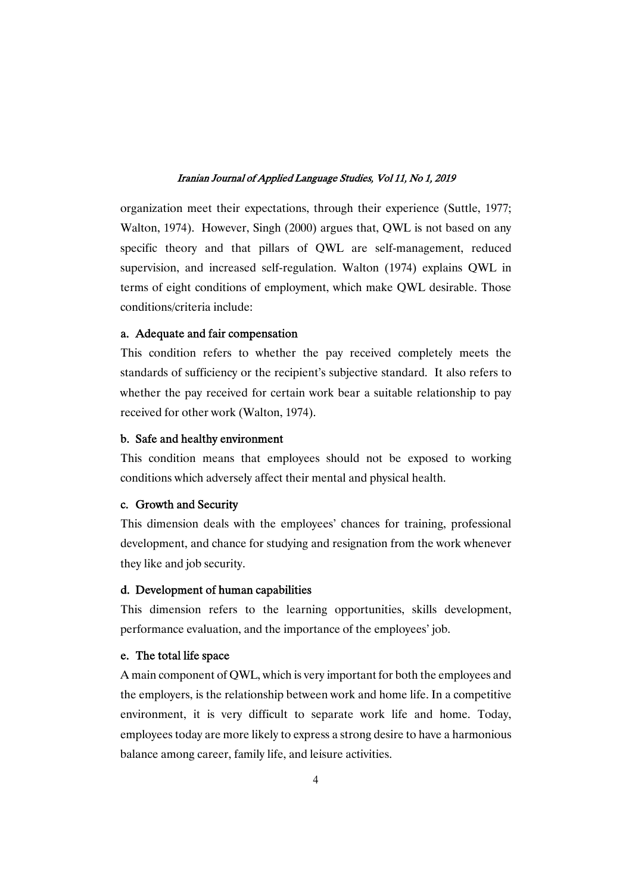organization meet their expectations, through their experience (Suttle, 1977; Walton, 1974). However, Singh (2000) argues that, QWL is not based on any specific theory and that pillars of QWL are self-management, reduced supervision, and increased self-regulation. Walton (1974) explains QWL in terms of eight conditions of employment, which make QWL desirable. Those conditions/criteria include:

**a. Adequate and fair compensation**

This condition refers to whether the pay received completely meets the standards of sufficiency or the recipient's subjective standard. It also refers to whether the pay received for certain work bear a suitable relationship to pay received for other work (Walton, 1974).

**b. Safe and healthy environment**

This condition means that employees should not be exposed to working conditions which adversely affect their mental and physical health.

**c. Growth and Security**

This dimension deals with the employees' chances for training, professional development, and chance for studying and resignation from the work whenever they like and job security.

**d. Development of human capabilities**

This dimension refers to the learning opportunities, skills development, performance evaluation, and the importance of the employees' job.

**e. The total life space**

A main component of QWL, which is very important for both the employees and the employers, is the relationship between work and home life. In a competitive environment, it is very difficult to separate work life and home. Today, employees today are more likely to express a strong desire to have a harmonious balance among career, family life, and leisure activities.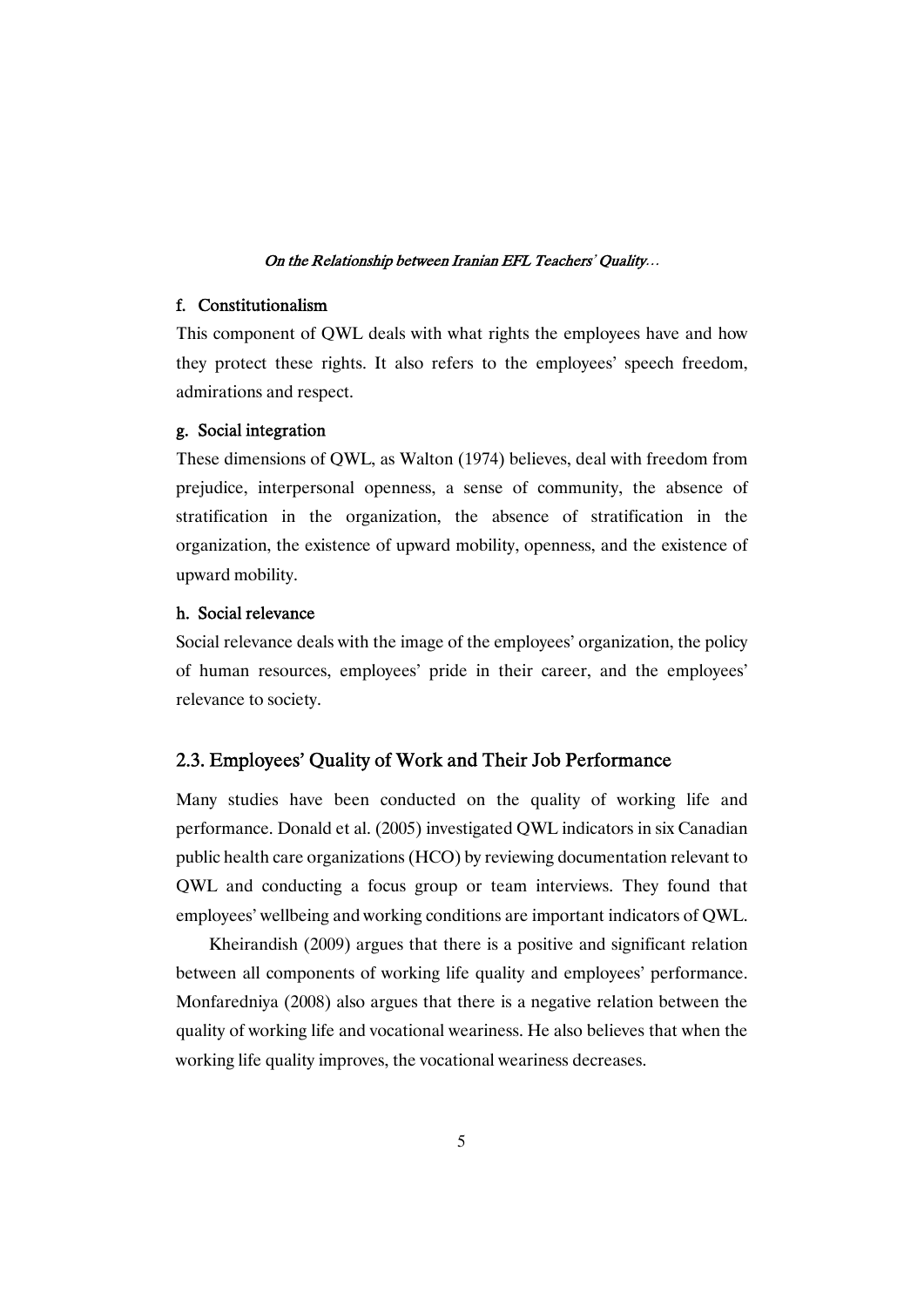### f. Constitutionalism

This component of QWL deals with what rights the employees have and how they protect these rights. It also refers to the employees' speech freedom, admirations and respect.

### g. Social integration

These dimensions of QWL, as Walton (1974) believes, deal with freedom from prejudice, interpersonal openness, a sense of community, the absence of stratification in the organization, the absence of stratification in the organization, the existence of upward mobility, openness, and the existence of upward mobility.

### h. Social relevance

Social relevance deals with the image of the employees' organization, the policy of human resources, employees' pride in their career, and the employees' relevance to society.

## 2.3. Employees' Quality of Work and Their Job Performance

Many studies have been conducted on the quality of working life and performance. Donald et al. (2005) investigated QWL indicators in six Canadian public health care organizations (HCO) by reviewing documentation relevant to QWL and conducting a focus group or team interviews. They found that employees' wellbeing and working conditions are important indicators of QWL.

Kheirandish (2009) argues that there is a positive and significant relation between all components of working life quality and employees' performance. Monfaredniya (2008) also argues that there is a negative relation between the quality of working life and vocational weariness. He also believes that when the working life quality improves, the vocational weariness decreases.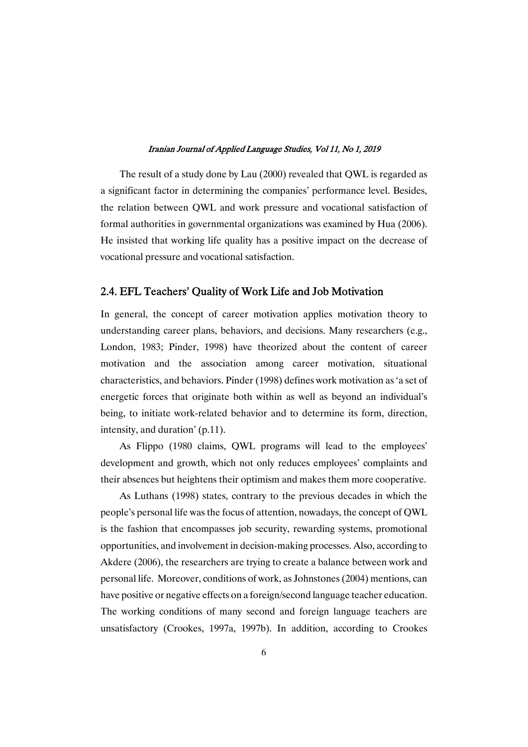The result of a study done by Lau (2000) revealed that QWL is regarded as a significant factor in determining the companies' performance level. Besides, the relation between QWL and work pressure and vocational satisfaction of formal authorities in governmental organizations was examined by Hua (2006). He insisted that working life quality has a positive impact on the decrease of vocational pressure and vocational satisfaction.

## 2.4. EFL Teachers' Quality of Work Life and Job Motivation

In general, the concept of career motivation applies motivation theory to understanding career plans, behaviors, and decisions. Many researchers (e.g., London, 1983; Pinder, 1998) have theorized about the content of career motivation and the association among career motivation, situational characteristics, and behaviors. Pinder (1998) defines work motivation as 'a set of energetic forces that originate both within as well as beyond an individual's being, to initiate work-related behavior and to determine its form, direction, intensity, and duration' (p.11).

As Flippo (1980 claims, QWL programs will lead to the employees' development and growth, which not only reduces employees' complaints and their absences but heightens their optimism and makes them more cooperative.

As Luthans (1998) states, contrary to the previous decades in which the people's personal life was the focus of attention, nowadays, the concept of QWL is the fashion that encompasses job security, rewarding systems, promotional opportunities, and involvement in decision-making processes. Also, according to Akdere (2006), the researchers are trying to create a balance between work and personal life. Moreover, conditions of work, as Johnstones (2004) mentions, can have positive or negative effects on a foreign/second language teacher education. The working conditions of many second and foreign language teachers are unsatisfactory (Crookes, 1997a, 1997b). In addition, according to Crookes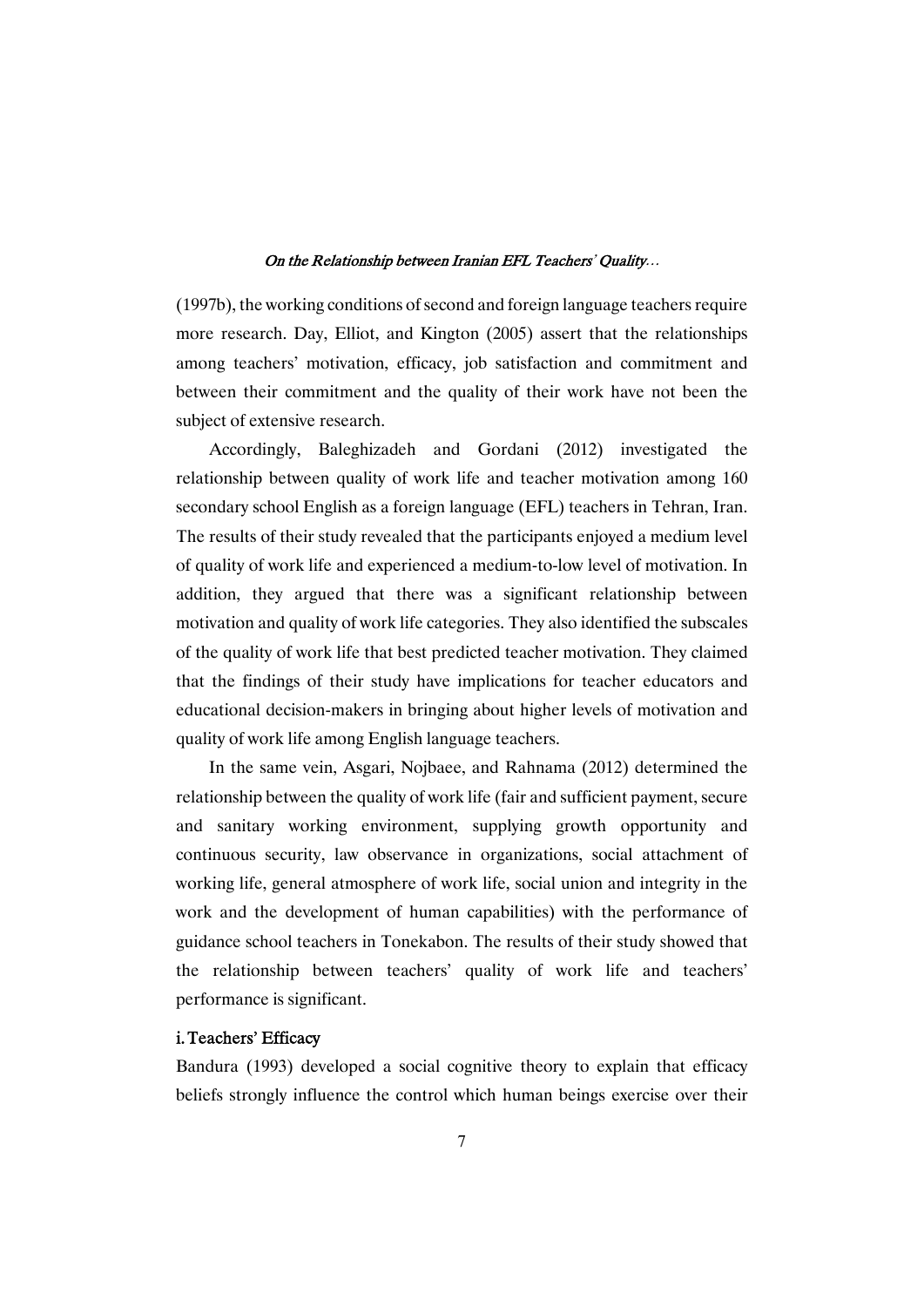(1997b), the working conditions of second and foreign language teachers require more research. Day, Elliot, and Kington (2005) assert that the relationships among teachers' motivation, efficacy, job satisfaction and commitment and between their commitment and the quality of their work have not been the subject of extensive research.

Accordingly, Baleghizadeh and Gordani (2012) investigated the relationship between quality of work life and teacher motivation among 160 secondary school English as a foreign language (EFL) teachers in Tehran, Iran. The results of their study revealed that the participants enjoyed a medium level of quality of work life and experienced a medium-to-low level of motivation. In addition, they argued that there was a significant relationship between motivation and quality of work life categories. They also identified the subscales of the quality of work life that best predicted teacher motivation. They claimed that the findings of their study have implications for teacher educators and educational decision-makers in bringing about higher levels of motivation and quality of work life among English language teachers.

In the same vein, Asgari, Nojbaee, and Rahnama (2012) determined the relationship between the quality of work life (fair and sufficient payment, secure and sanitary working environment, supplying growth opportunity and continuous security, law observance in organizations, social attachment of working life, general atmosphere of work life, social union and integrity in the work and the development of human capabilities) with the performance of guidance school teachers in Tonekabon. The results of their study showed that the relationship between teachers' quality of work life and teachers' performance is significant.

### i. Teachers' Efficacy

Bandura (1993) developed a social cognitive theory to explain that efficacy beliefs strongly influence the control which human beings exercise over their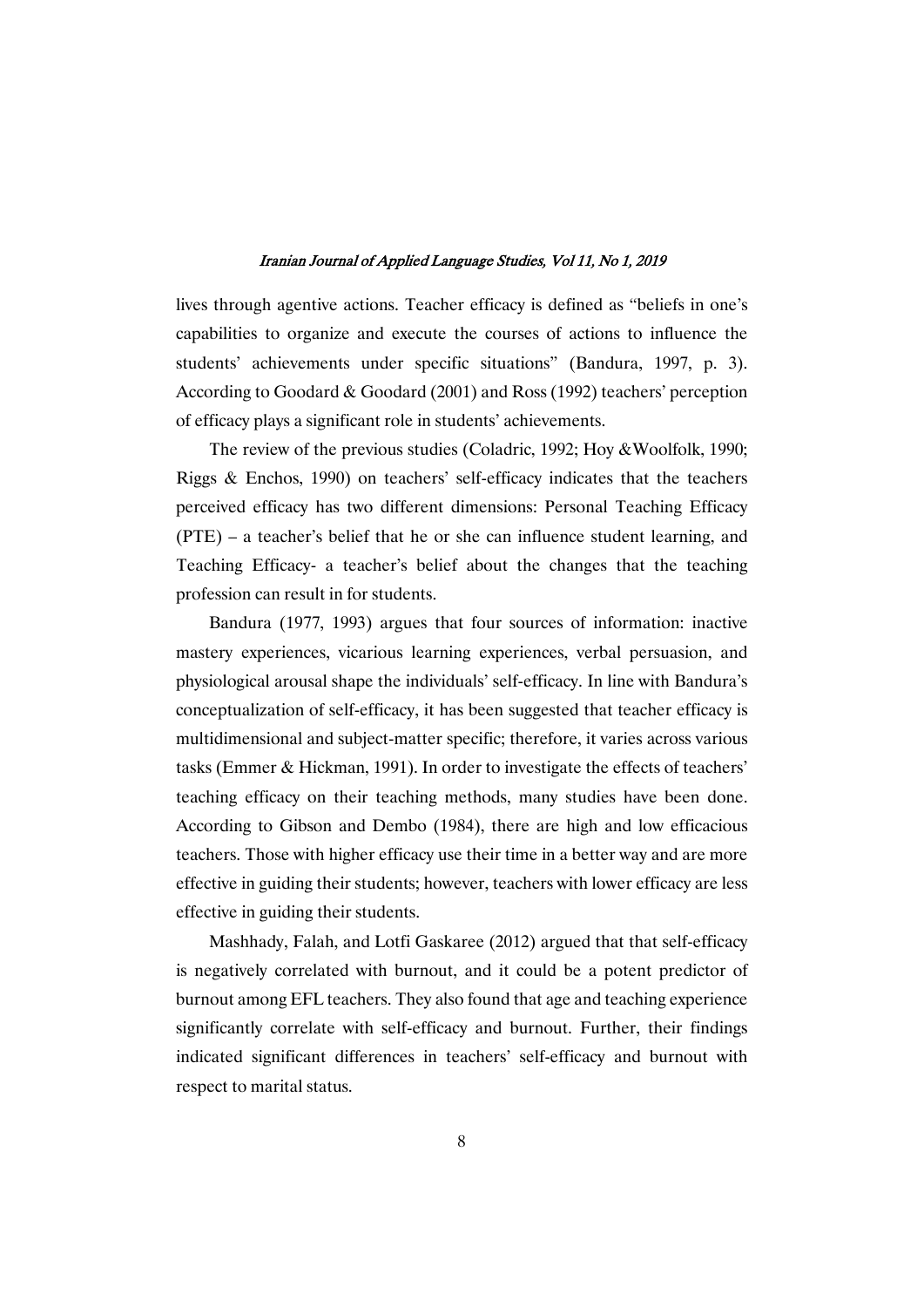lives through agentive actions. Teacher efficacy is defined as "beliefs in one's capabilities to organize and execute the courses of actions to influence the students' achievements under specific situations" (Bandura, 1997, p. 3). According to Goodard & Goodard (2001) and Ross (1992) teachers' perception of efficacy plays a significant role in students' achievements.

The review of the previous studies (Coladric, 1992; Hoy &Woolfolk, 1990; Riggs & Enchos, 1990) on teachers' self-efficacy indicates that the teachers perceived efficacy has two different dimensions: Personal Teaching Efficacy (PTE) – a teacher's belief that he or she can influence student learning, and Teaching Efficacy- a teacher's belief about the changes that the teaching profession can result in for students.

Bandura (1977, 1993) argues that four sources of information: inactive mastery experiences, vicarious learning experiences, verbal persuasion, and physiological arousal shape the individuals' self-efficacy. In line with Bandura's conceptualization of self-efficacy, it has been suggested that teacher efficacy is multidimensional and subject-matter specific; therefore, it varies across various tasks (Emmer & Hickman, 1991). In order to investigate the effects of teachers' teaching efficacy on their teaching methods, many studies have been done. According to Gibson and Dembo (1984), there are high and low efficacious teachers. Those with higher efficacy use their time in a better way and are more effective in guiding their students; however, teachers with lower efficacy are less effective in guiding their students.

Mashhady, Falah, and Lotfi Gaskaree (2012) argued that that self-efficacy is negatively correlated with burnout, and it could be a potent predictor of burnout among EFL teachers. They also found that age and teaching experience significantly correlate with self-efficacy and burnout. Further, their findings indicated significant differences in teachers' self-efficacy and burnout with respect to marital status.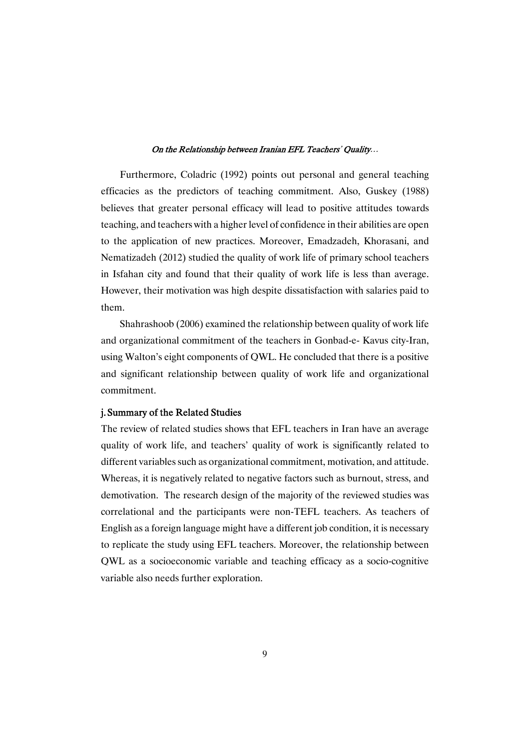Furthermore, Coladric (1992) points out personal and general teaching efficacies as the predictors of teaching commitment. Also, Guskey (1988) believes that greater personal efficacy will lead to positive attitudes towards teaching, and teachers with a higher level of confidence in their abilities are open to the application of new practices. Moreover, Emadzadeh, Khorasani, and Nematizadeh (2012) studied the quality of work life of primary school teachers in Isfahan city and found that their quality of work life is less than average. However, their motivation was high despite dissatisfaction with salaries paid to them.

Shahrashoob (2006) examined the relationship between quality of work life and organizational commitment of the teachers in Gonbad-e- Kavus city-Iran, using Walton's eight components of QWL. He concluded that there is a positive and significant relationship between quality of work life and organizational commitment.

### j. Summary of the Related Studies

The review of related studies shows that EFL teachers in Iran have an average quality of work life, and teachers' quality of work is significantly related to different variables such as organizational commitment, motivation, and attitude. Whereas, it is negatively related to negative factors such as burnout, stress, and demotivation. The research design of the majority of the reviewed studies was correlational and the participants were non-TEFL teachers. As teachers of English as a foreign language might have a different job condition, it is necessary to replicate the study using EFL teachers. Moreover, the relationship between QWL as a socioeconomic variable and teaching efficacy as a socio-cognitive variable also needs further exploration.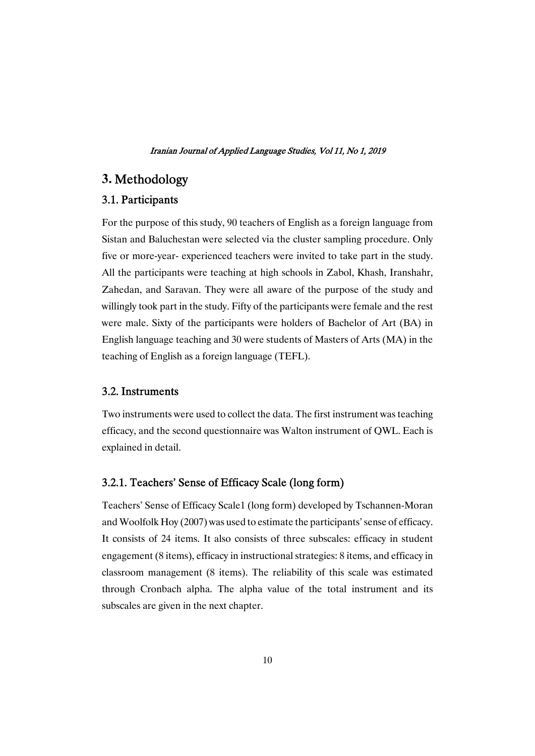# 3. Methodology

## 3.1. Participants

For the purpose of this study, 90 teachers of English as a foreign language from Sistan and Baluchestan were selected via the cluster sampling procedure. Only five or more-year- experienced teachers were invited to take part in the study. All the participants were teaching at high schools in Zabol, Khash, Iranshahr, Zahedan, and Saravan. They were all aware of the purpose of the study and willingly took part in the study. Fifty of the participants were female and the rest were male. Sixty of the participants were holders of Bachelor of Art (BA) in English language teaching and 30 were students of Masters of Arts (MA) in the teaching of English as a foreign language (TEFL).

## 3.2. Instruments

Two instruments were used to collect the data. The first instrument was teaching efficacy, and the second questionnaire was Walton instrument of QWL. Each is explained in detail.

### 3.2.1. Teachers' Sense of Efficacy Scale (long form)

Teachers' Sense of Efficacy Scale1 (long form) developed by Tschannen-Moran and Woolfolk Hoy (2007) was used to estimate the participants' sense of efficacy. It consists of 24 items. It also consists of three subscales: efficacy in student engagement (8 items), efficacy in instructional strategies: 8 items, and efficacy in classroom management (8 items). The reliability of this scale was estimated through Cronbach alpha. The alpha value of the total instrument and its subscales are given in the next chapter.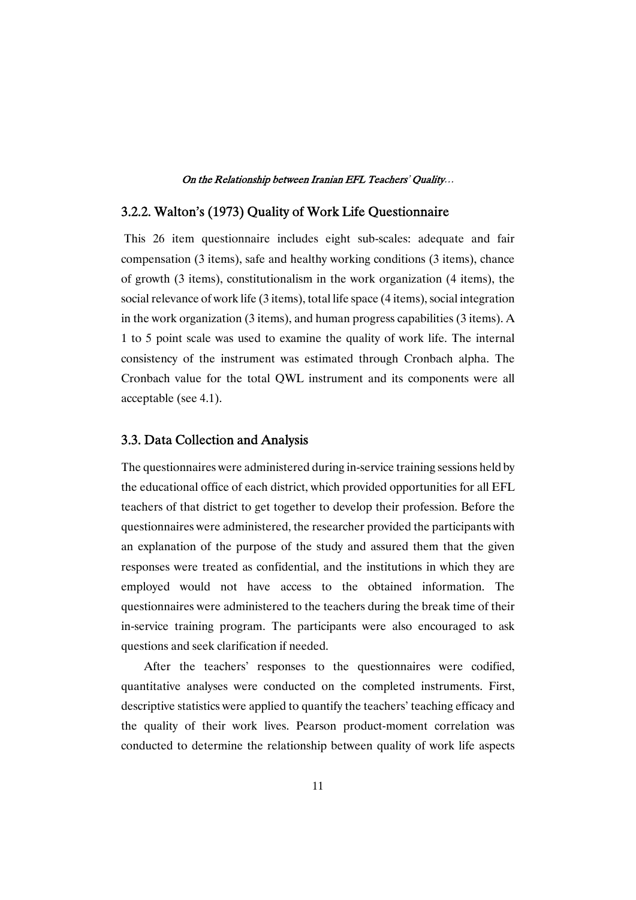### 3.2.2. Walton's (1973) Quality of Work Life Questionnaire

This 26 item questionnaire includes eight sub-scales: adequate and fair compensation (3 items), safe and healthy working conditions (3 items), chance of growth (3 items), constitutionalism in the work organization (4 items), the social relevance of work life (3 items), total life space (4 items), social integration in the work organization (3 items), and human progress capabilities (3 items). A 1 to 5 point scale was used to examine the quality of work life. The internal consistency of the instrument was estimated through Cronbach alpha. The Cronbach value for the total QWL instrument and its components were all acceptable (see 4.1).

## 3.3. Data Collection and Analysis

The questionnaires were administered during in-service training sessions held by the educational office of each district, which provided opportunities for all EFL teachers of that district to get together to develop their profession. Before the questionnaires were administered, the researcher provided the participants with an explanation of the purpose of the study and assured them that the given responses were treated as confidential, and the institutions in which they are employed would not have access to the obtained information. The questionnaires were administered to the teachers during the break time of their in-service training program. The participants were also encouraged to ask questions and seek clarification if needed.

After the teachers' responses to the questionnaires were codified, quantitative analyses were conducted on the completed instruments. First, descriptive statistics were applied to quantify the teachers' teaching efficacy and the quality of their work lives. Pearson product-moment correlation was conducted to determine the relationship between quality of work life aspects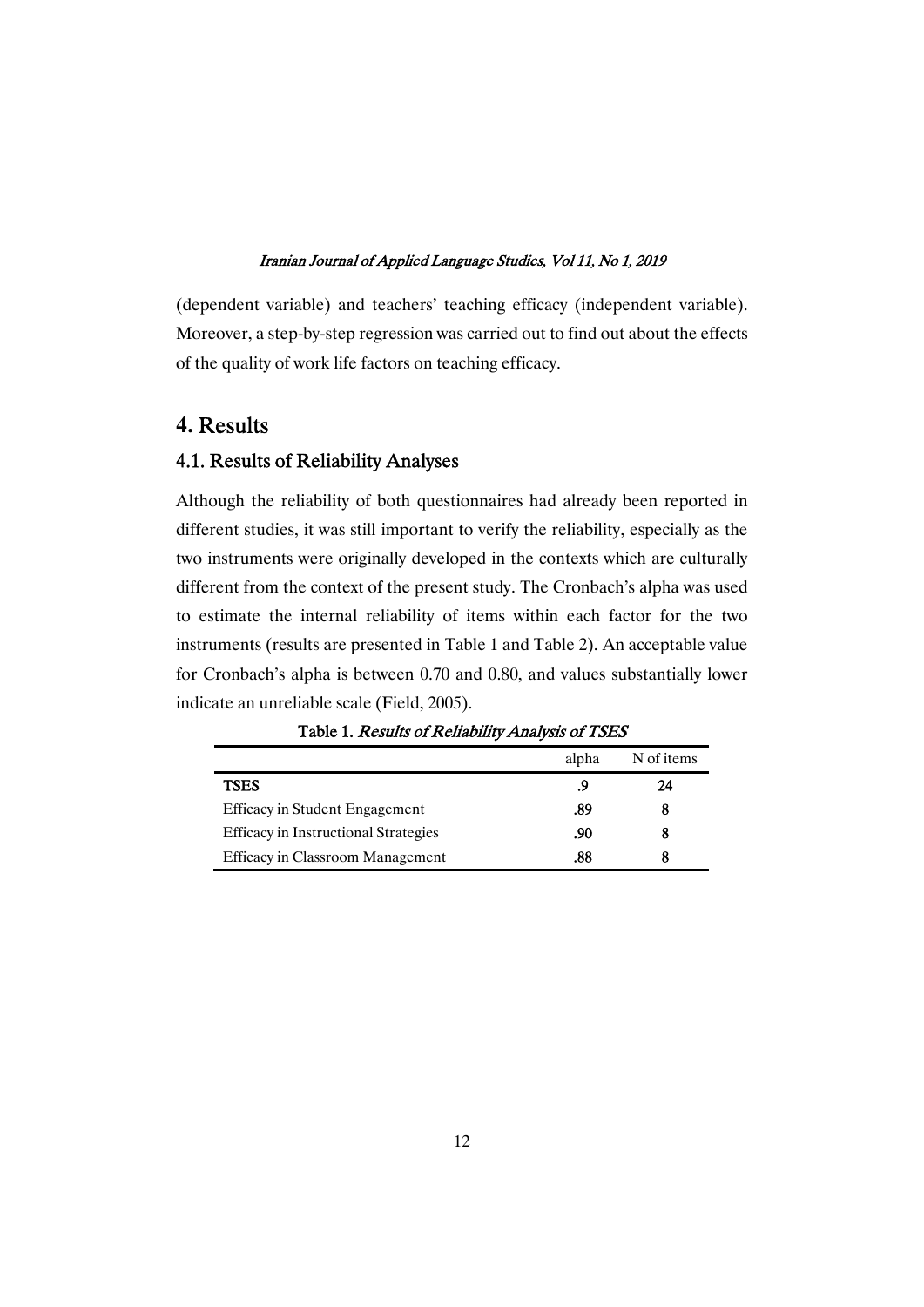(dependent variable) and teachers' teaching efficacy (independent variable). Moreover, a step-by-step regression was carried out to find out about the effects of the quality of work life factors on teaching efficacy.

# 4. Results

## 4.1. Results of Reliability Analyses

Although the reliability of both questionnaires had already been reported in different studies, it was still important to verify the reliability, especially as the two instruments were originally developed in the contexts which are culturally different from the context of the present study. The Cronbach's alpha was used to estimate the internal reliability of items within each factor for the two instruments (results are presented in Table 1 and Table 2). An acceptable value for Cronbach's alpha is between 0.70 and 0.80, and values substantially lower indicate an unreliable scale (Field, 2005).

**Table 1.** *Results of Reliability Analysis of TSES*

| | alpha | N of items |
|---|---|---|
| **TSES** | **.9** | **24** |
| Efficacy in Student Engagement | **.89** | **8** |
| Efficacy in Instructional Strategies | **.90** | **8** |
| Efficacy in Classroom Management | **.88** | **8** |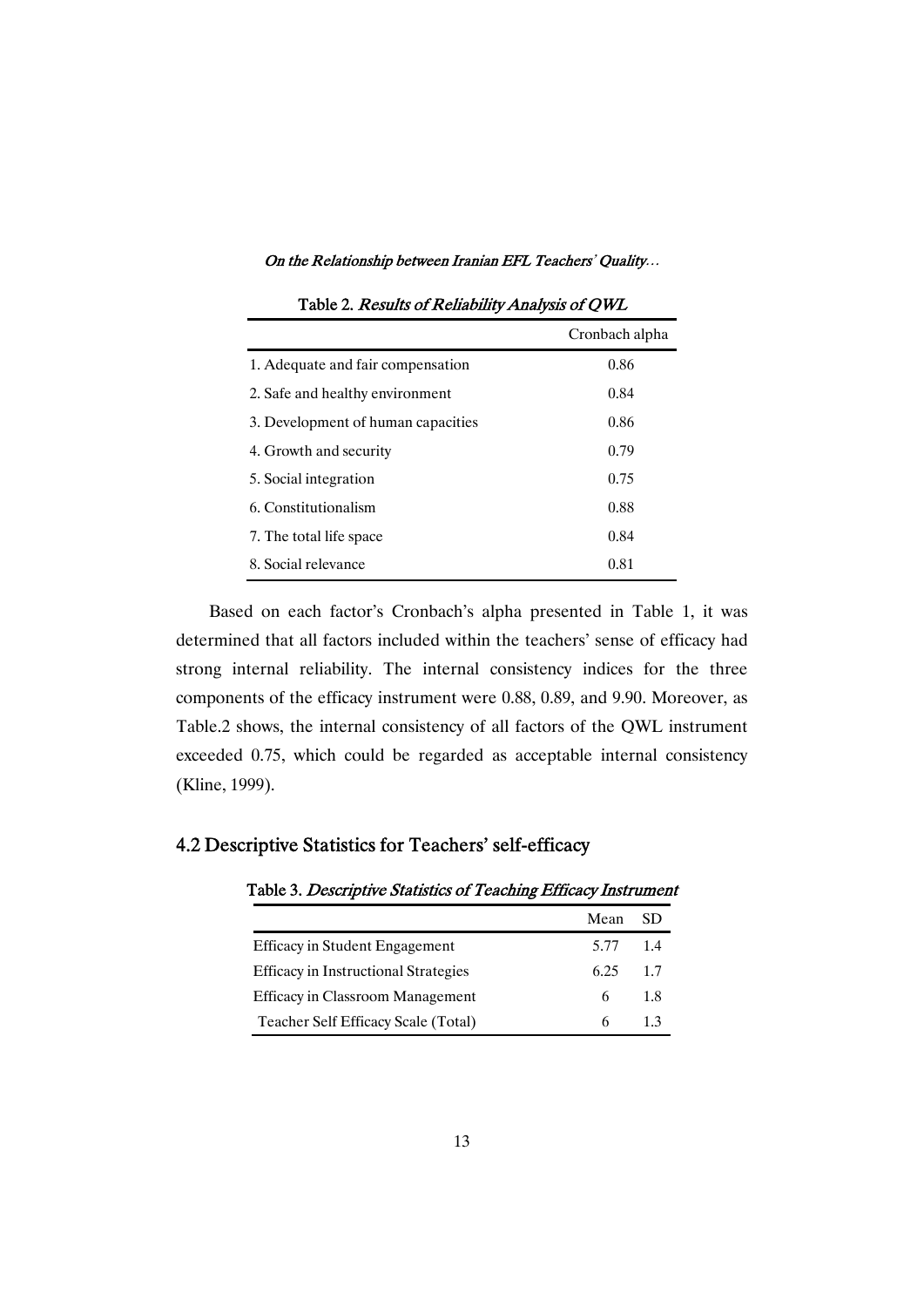Table 2. *Results of Reliability Analysis of QWL*

| | Cronbach alpha |
|---|---|
| 1. Adequate and fair compensation | 0.86 |
| 2. Safe and healthy environment | 0.84 |
| 3. Development of human capacities | 0.86 |
| 4. Growth and security | 0.79 |
| 5. Social integration | 0.75 |
| 6. Constitutionalism | 0.88 |
| 7. The total life space | 0.84 |
| 8. Social relevance | 0.81 |

Based on each factor's Cronbach's alpha presented in Table 1, it was determined that all factors included within the teachers' sense of efficacy had strong internal reliability. The internal consistency indices for the three components of the efficacy instrument were 0.88, 0.89, and 9.90. Moreover, as Table.2 shows, the internal consistency of all factors of the QWL instrument exceeded 0.75, which could be regarded as acceptable internal consistency (Kline, 1999).

## 4.2 Descriptive Statistics for Teachers' self-efficacy

Table 3. *Descriptive Statistics of Teaching Efficacy Instrument*

| | Mean | SD |
|---|---|---|
| Efficacy in Student Engagement | 5.77 | 1.4 |
| Efficacy in Instructional Strategies | 6.25 | 1.7 |
| Efficacy in Classroom Management | 6 | 1.8 |
| Teacher Self Efficacy Scale (Total) | 6 | 1.3 |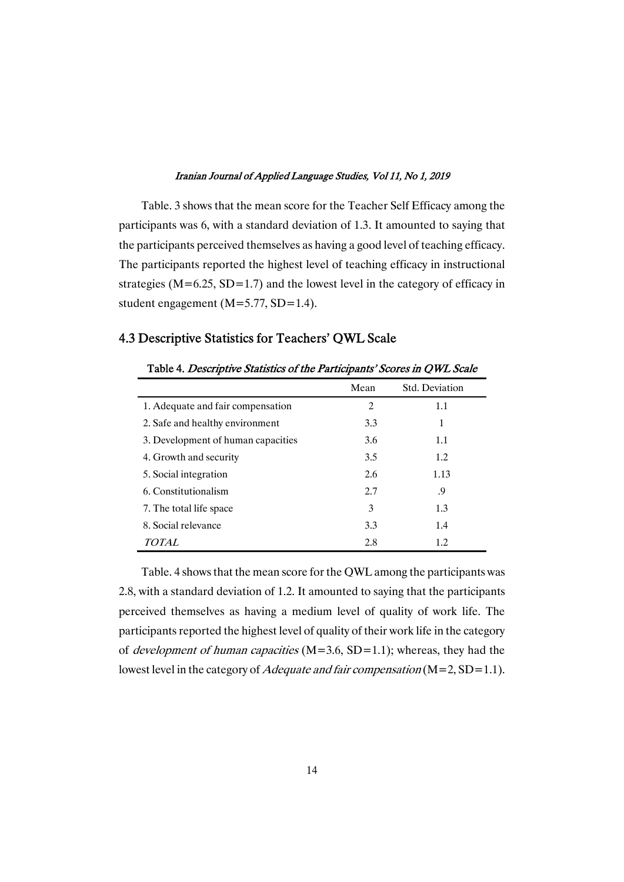Table. 3 shows that the mean score for the Teacher Self Efficacy among the participants was 6, with a standard deviation of 1.3. It amounted to saying that the participants perceived themselves as having a good level of teaching efficacy. The participants reported the highest level of teaching efficacy in instructional strategies (M=6.25, SD=1.7) and the lowest level in the category of efficacy in student engagement (M=5.77, SD=1.4).

### 4.3 Descriptive Statistics for Teachers' QWL Scale

**Table 4.** *Descriptive Statistics of the Participants' Scores in QWL Scale*

| | Mean | Std. Deviation |
|---|---|---|
| 1. Adequate and fair compensation | 2 | 1.1 |
| 2. Safe and healthy environment | 3.3 | 1 |
| 3. Development of human capacities | 3.6 | 1.1 |
| 4. Growth and security | 3.5 | 1.2 |
| 5. Social integration | 2.6 | 1.13 |
| 6. Constitutionalism | 2.7 | .9 |
| 7. The total life space | 3 | 1.3 |
| 8. Social relevance | 3.3 | 1.4 |
| *TOTAL* | 2.8 | 1.2 |

Table. 4 shows that the mean score for the QWL among the participants was 2.8, with a standard deviation of 1.2. It amounted to saying that the participants perceived themselves as having a medium level of quality of work life. The participants reported the highest level of quality of their work life in the category of *development of human capacities* (M=3.6, SD=1.1); whereas, they had the lowest level in the category of *Adequate and fair compensation* (M=2, SD=1.1).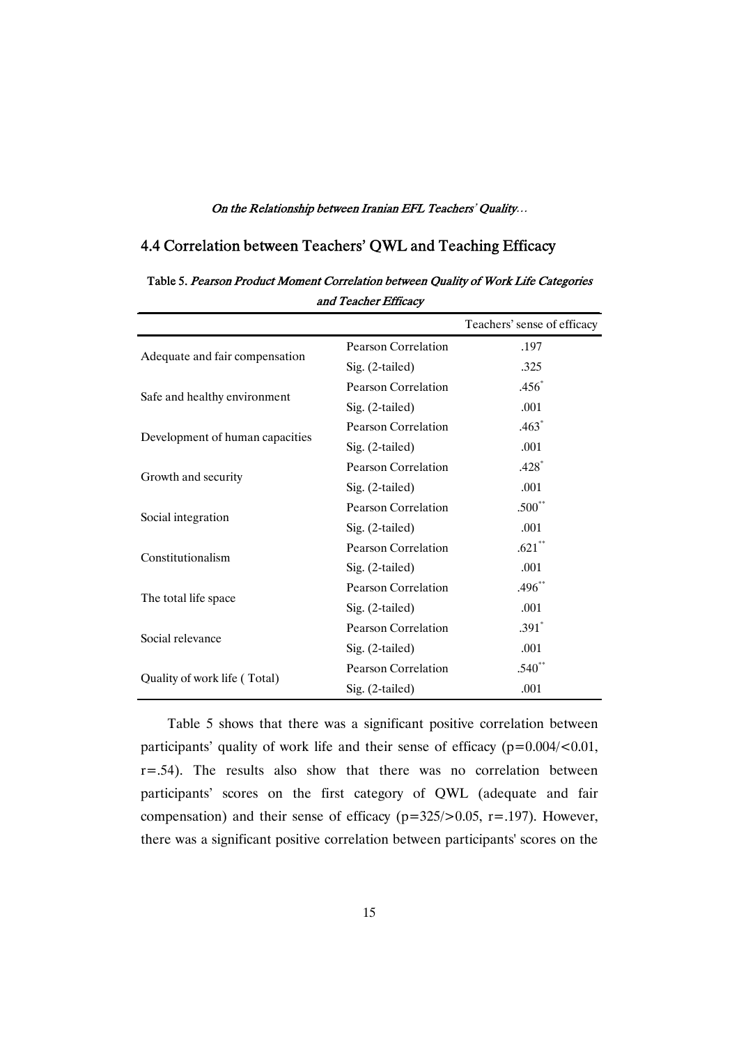## 4.4 Correlation between Teachers' QWL and Teaching Efficacy

**Table 5.** *Pearson Product Moment Correlation between Quality of Work Life Categories and Teacher Efficacy*

| | | Teachers' sense of efficacy |
|---|---|---|
| Adequate and fair compensation | Pearson Correlation | .197 |
| | Sig. (2-tailed) | .325 |
| Safe and healthy environment | Pearson Correlation | .456* |
| | Sig. (2-tailed) | .001 |
| Development of human capacities | Pearson Correlation | .463* |
| | Sig. (2-tailed) | .001 |
| Growth and security | Pearson Correlation | .428* |
| | Sig. (2-tailed) | .001 |
| Social integration | Pearson Correlation | .500** |
| | Sig. (2-tailed) | .001 |
| Constitutionalism | Pearson Correlation | .621** |
| | Sig. (2-tailed) | .001 |
| The total life space | Pearson Correlation | .496** |
| | Sig. (2-tailed) | .001 |
| Social relevance | Pearson Correlation | .391* |
| | Sig. (2-tailed) | .001 |
| Quality of work life ( Total) | Pearson Correlation | .540** |
| | Sig. (2-tailed) | .001 |

Table 5 shows that there was a significant positive correlation between participants' quality of work life and their sense of efficacy ($p=0.004/<0.01$, $r=.54$). The results also show that there was no correlation between participants' scores on the first category of QWL (adequate and fair compensation) and their sense of efficacy ($p=325/>0.05$, $r=.197$). However, there was a significant positive correlation between participants' scores on the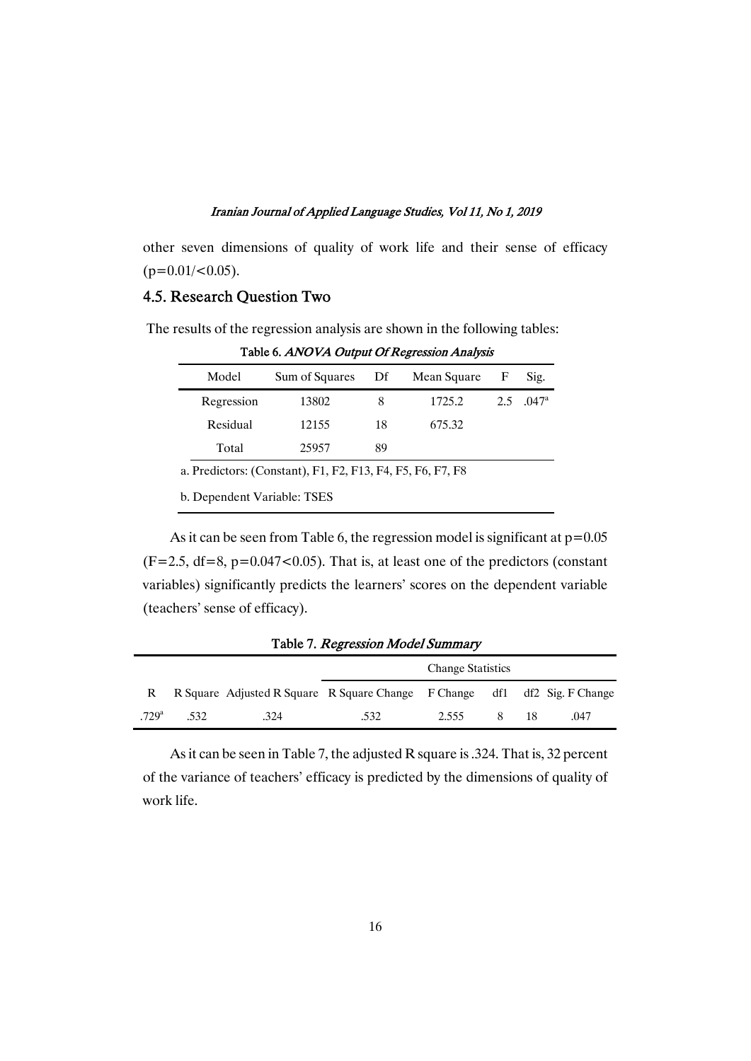other seven dimensions of quality of work life and their sense of efficacy ($p=0.01/<0.05$).

### 4.5. Research Question Two

The results of the regression analysis are shown in the following tables:

Table 6. *ANOVA Output Of Regression Analysis*

| Model | Sum of Squares | Df | Mean Square | F | Sig. |
|---|---|---|---|---|---|
| Regression | 13802 | 8 | 1725.2 | 2.5 | .047[a] |
| Residual | 12155 | 18 | 675.32 | | |
| Total | 25957 | 89 | | | |

a. Predictors: (Constant), F1, F2, F13, F4, F5, F6, F7, F8

b. Dependent Variable: TSES

As it can be seen from Table 6, the regression model is significant at $p=0.05$ ($F=2.5$, $df=8$, $p=0.047<0.05$). That is, at least one of the predictors (constant variables) significantly predicts the learners' scores on the dependent variable (teachers' sense of efficacy).

Table 7. *Regression Model Summary*

| | | | Change Statistics | | | | |
|---|---|---|---|---|---|---|---|
| R | R Square | Adjusted R Square | R Square Change | F Change | df1 | df2 | Sig. F Change |
| .729[a] | .532 | .324 | .532 | 2.555 | 8 | 18 | .047 |

As it can be seen in Table 7, the adjusted R square is .324. That is, 32 percent of the variance of teachers' efficacy is predicted by the dimensions of quality of work life.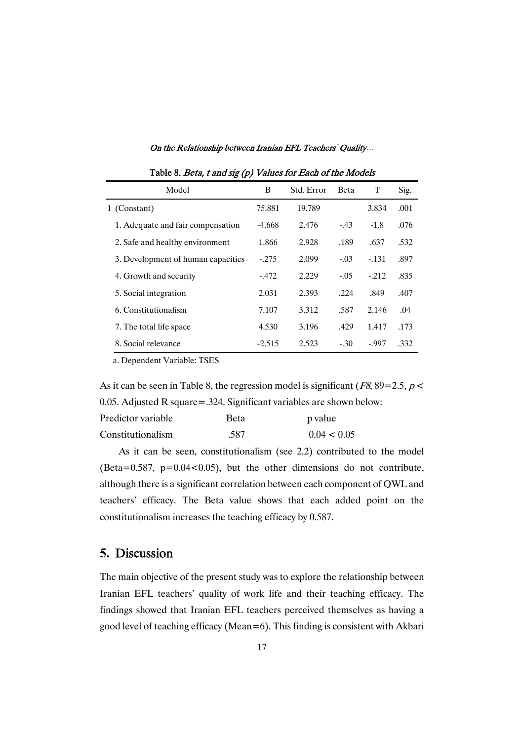Table 8. *Beta, t and sig (p) Values for Each of the Models*

| Model | B | Std. Error | Beta | T | Sig. |
|---|---|---|---|---|---|
| 1 (Constant) | 75.881 | 19.789 | | 3.834 | .001 |
| 1. Adequate and fair compensation | -4.668 | 2.476 | -.43 | -1.8 | .076 |
| 2. Safe and healthy environment | 1.866 | 2.928 | .189 | .637 | .532 |
| 3. Development of human capacities | -.275 | 2.099 | -.03 | -.131 | .897 |
| 4. Growth and security | -.472 | 2.229 | -.05 | -.212 | .835 |
| 5. Social integration | 2.031 | 2.393 | .224 | .849 | .407 |
| 6. Constitutionalism | 7.107 | 3.312 | .587 | 2.146 | .04 |
| 7. The total life space | 4.530 | 3.196 | .429 | 1.417 | .173 |
| 8. Social relevance | -2.515 | 2.523 | -.30 | -.997 | .332 |

a. Dependent Variable: TSES

As it can be seen in Table 8, the regression model is significant ($F8, 89=2.5$, $p < 0.05$. Adjusted R square=.324. Significant variables are shown below:

| Predictor variable | Beta | p value |
|---|---|---|
| Constitutionalism | .587 | $0.04 < 0.05$ |

As it can be seen, constitutionalism (see 2.2) contributed to the model (Beta=0.587, $p=0.04<0.05$), but the other dimensions do not contribute, although there is a significant correlation between each component of QWL and teachers' efficacy. The Beta value shows that each added point on the constitutionalism increases the teaching efficacy by 0.587.

## 5. Discussion

The main objective of the present study was to explore the relationship between Iranian EFL teachers' quality of work life and their teaching efficacy. The findings showed that Iranian EFL teachers perceived themselves as having a good level of teaching efficacy (Mean=6). This finding is consistent with Akbari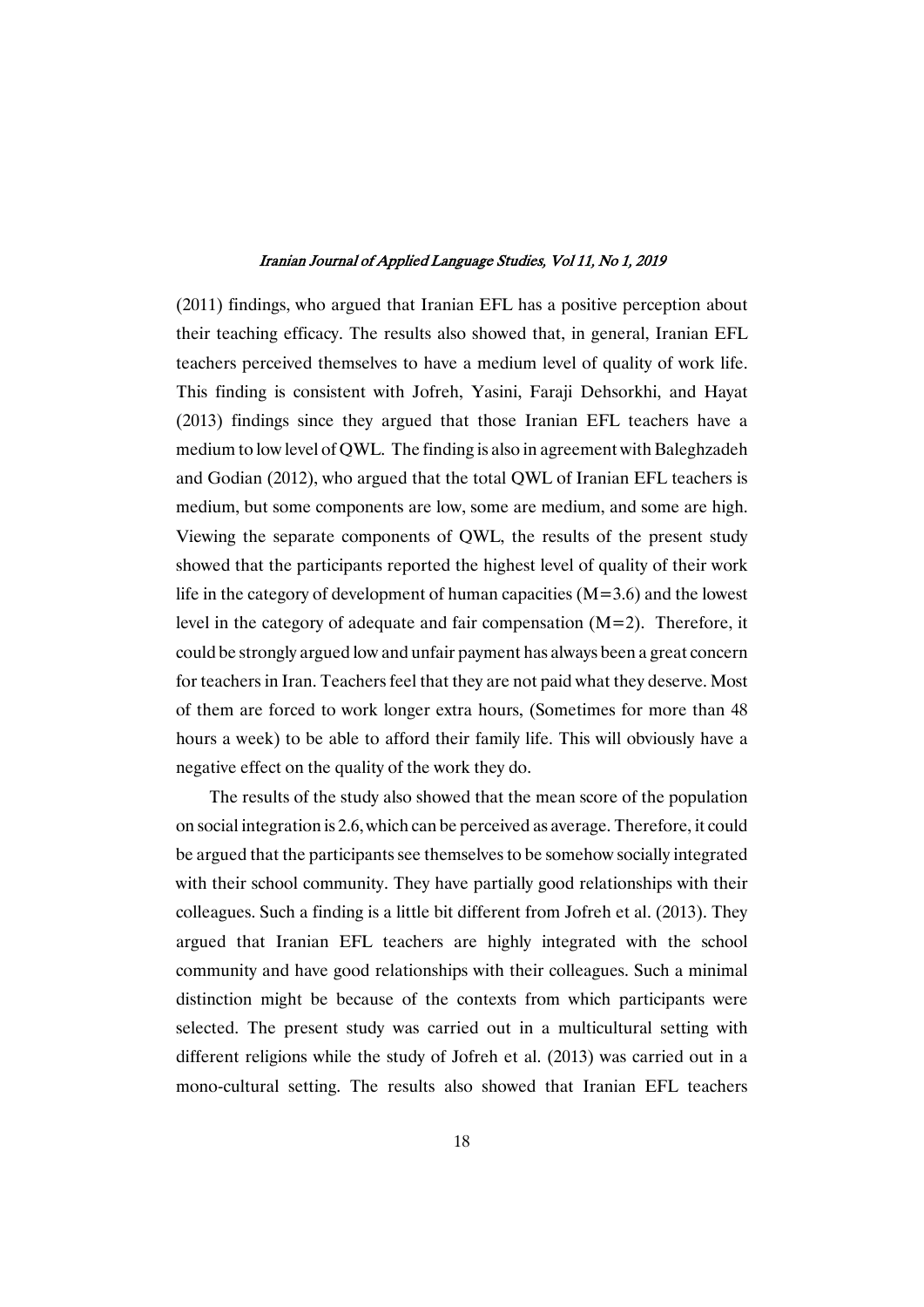(2011) findings, who argued that Iranian EFL has a positive perception about their teaching efficacy. The results also showed that, in general, Iranian EFL teachers perceived themselves to have a medium level of quality of work life. This finding is consistent with Jofreh, Yasini, Faraji Dehsorkhi, and Hayat (2013) findings since they argued that those Iranian EFL teachers have a medium to low level of QWL. The finding is also in agreement with Baleghzadeh and Godian (2012), who argued that the total QWL of Iranian EFL teachers is medium, but some components are low, some are medium, and some are high. Viewing the separate components of QWL, the results of the present study showed that the participants reported the highest level of quality of their work life in the category of development of human capacities ($M=3.6$) and the lowest level in the category of adequate and fair compensation ($M=2$). Therefore, it could be strongly argued low and unfair payment has always been a great concern for teachers in Iran. Teachers feel that they are not paid what they deserve. Most of them are forced to work longer extra hours, (Sometimes for more than 48 hours a week) to be able to afford their family life. This will obviously have a negative effect on the quality of the work they do.

The results of the study also showed that the mean score of the population on social integration is 2.6, which can be perceived as average. Therefore, it could be argued that the participants see themselves to be somehow socially integrated with their school community. They have partially good relationships with their colleagues. Such a finding is a little bit different from Jofreh et al. (2013). They argued that Iranian EFL teachers are highly integrated with the school community and have good relationships with their colleagues. Such a minimal distinction might be because of the contexts from which participants were selected. The present study was carried out in a multicultural setting with different religions while the study of Jofreh et al. (2013) was carried out in a mono-cultural setting. The results also showed that Iranian EFL teachers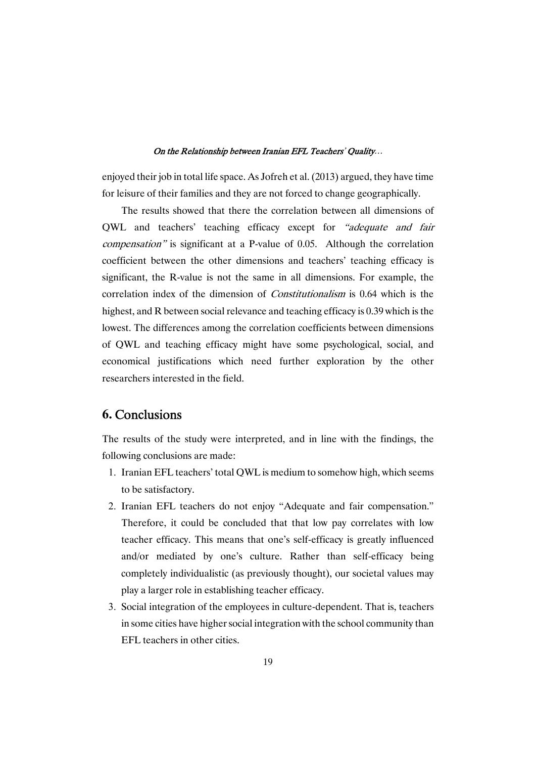enjoyed their job in total life space. As Jofreh et al. (2013) argued, they have time for leisure of their families and they are not forced to change geographically.

The results showed that there the correlation between all dimensions of QWL and teachers' teaching efficacy except for *"adequate and fair compensation"* is significant at a P-value of 0.05. Although the correlation coefficient between the other dimensions and teachers' teaching efficacy is significant, the R-value is not the same in all dimensions. For example, the correlation index of the dimension of *Constitutionalism* is 0.64 which is the highest, and R between social relevance and teaching efficacy is 0.39 which is the lowest. The differences among the correlation coefficients between dimensions of QWL and teaching efficacy might have some psychological, social, and economical justifications which need further exploration by the other researchers interested in the field.

## 6. Conclusions

The results of the study were interpreted, and in line with the findings, the following conclusions are made:

1. Iranian EFL teachers' total QWL is medium to somehow high, which seems to be satisfactory.
2. Iranian EFL teachers do not enjoy "Adequate and fair compensation." Therefore, it could be concluded that that low pay correlates with low teacher efficacy. This means that one's self-efficacy is greatly influenced and/or mediated by one's culture. Rather than self-efficacy being completely individualistic (as previously thought), our societal values may play a larger role in establishing teacher efficacy.
3. Social integration of the employees in culture-dependent. That is, teachers in some cities have higher social integration with the school community than EFL teachers in other cities.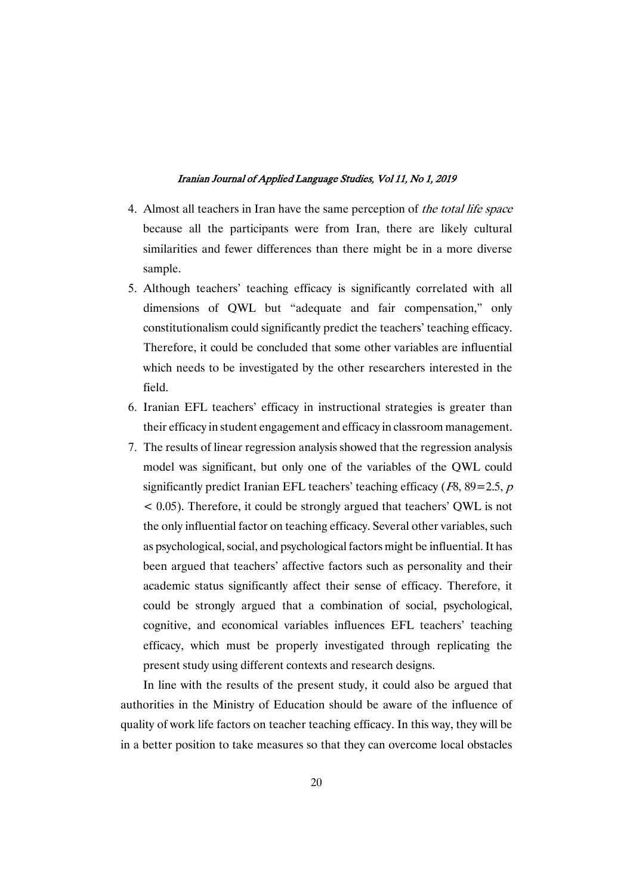4. Almost all teachers in Iran have the same perception of *the total life space* because all the participants were from Iran, there are likely cultural similarities and fewer differences than there might be in a more diverse sample.
5. Although teachers' teaching efficacy is significantly correlated with all dimensions of QWL but "adequate and fair compensation," only constitutionalism could significantly predict the teachers' teaching efficacy. Therefore, it could be concluded that some other variables are influential which needs to be investigated by the other researchers interested in the field.
6. Iranian EFL teachers' efficacy in instructional strategies is greater than their efficacy in student engagement and efficacy in classroom management.
7. The results of linear regression analysis showed that the regression analysis model was significant, but only one of the variables of the QWL could significantly predict Iranian EFL teachers' teaching efficacy ($F8, 89=2.5$, $p < 0.05$). Therefore, it could be strongly argued that teachers' QWL is not the only influential factor on teaching efficacy. Several other variables, such as psychological, social, and psychological factors might be influential. It has been argued that teachers' affective factors such as personality and their academic status significantly affect their sense of efficacy. Therefore, it could be strongly argued that a combination of social, psychological, cognitive, and economical variables influences EFL teachers' teaching efficacy, which must be properly investigated through replicating the present study using different contexts and research designs.

In line with the results of the present study, it could also be argued that authorities in the Ministry of Education should be aware of the influence of quality of work life factors on teacher teaching efficacy. In this way, they will be in a better position to take measures so that they can overcome local obstacles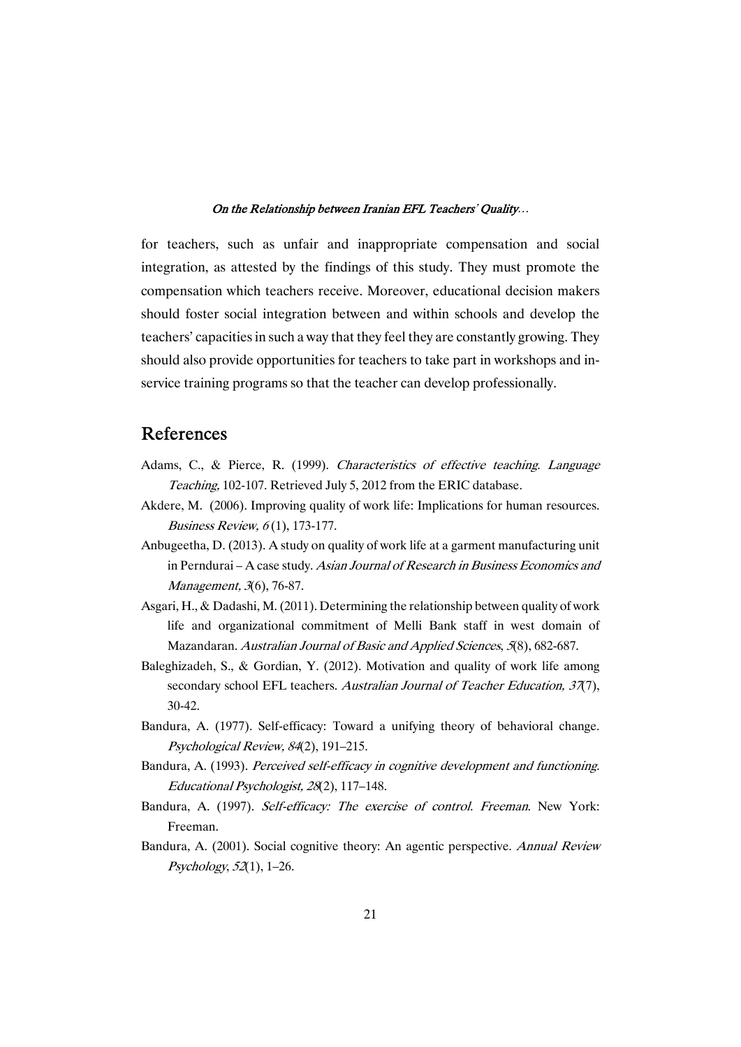for teachers, such as unfair and inappropriate compensation and social integration, as attested by the findings of this study. They must promote the compensation which teachers receive. Moreover, educational decision makers should foster social integration between and within schools and develop the teachers' capacities in such a way that they feel they are constantly growing. They should also provide opportunities for teachers to take part in workshops and in-service training programs so that the teacher can develop professionally.

## References

Adams, C., & Pierce, R. (1999). *Characteristics of effective teaching. Language Teaching,* 102-107. Retrieved July 5, 2012 from the ERIC database.

Akdere, M. (2006). Improving quality of work life: Implications for human resources. *Business Review, 6* (1), 173-177.

Anbugeetha, D. (2013). A study on quality of work life at a garment manufacturing unit in Perndurai – A case study. *Asian Journal of Research in Business Economics and Management, 3*(6), 76-87.

Asgari, H., & Dadashi, M. (2011). Determining the relationship between quality of work life and organizational commitment of Melli Bank staff in west domain of Mazandaran. *Australian Journal of Basic and Applied Sciences*, *5*(8), 682-687.

Baleghizadeh, S., & Gordian, Y. (2012). Motivation and quality of work life among secondary school EFL teachers. *Australian Journal of Teacher Education, 37*(7), 30-42.

Bandura, A. (1977). Self-efficacy: Toward a unifying theory of behavioral change. *Psychological Review, 84*(2), 191–215.

Bandura, A. (1993). *Perceived self-efficacy in cognitive development and functioning. Educational Psychologist, 28*(2), 117–148.

Bandura, A. (1997). *Self-efficacy: The exercise of control. Freeman*. New York: Freeman.

Bandura, A. (2001). Social cognitive theory: An agentic perspective. *Annual Review Psychology*, *52*(1), 1–26.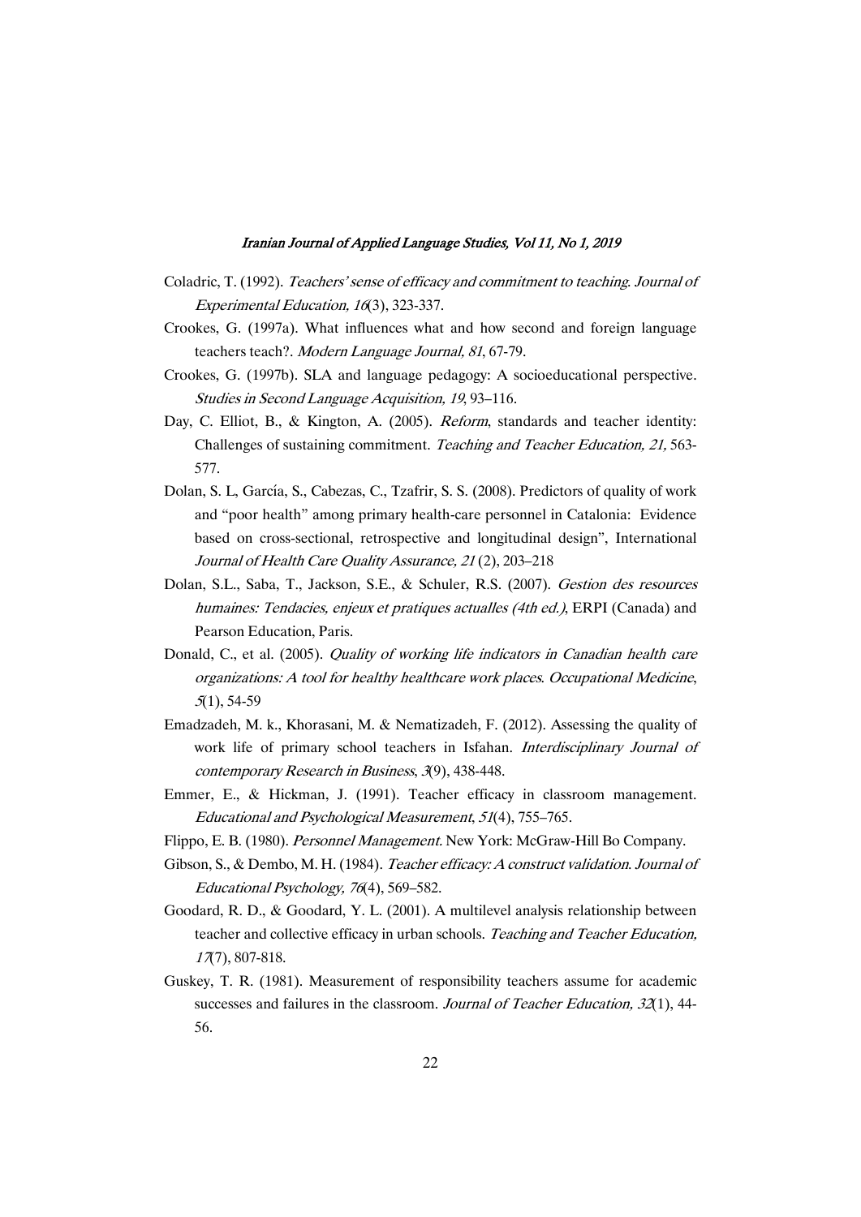Coladric, T. (1992). *Teachers' sense of efficacy and commitment to teaching. Journal of Experimental Education, 16*(3), 323-337.

Crookes, G. (1997a). What influences what and how second and foreign language teachers teach?. *Modern Language Journal, 81*, 67-79.

Crookes, G. (1997b). SLA and language pedagogy: A socioeducational perspective. *Studies in Second Language Acquisition, 19*, 93–116.

Day, C. Elliot, B., & Kington, A. (2005). *Reform*, standards and teacher identity: Challenges of sustaining commitment. *Teaching and Teacher Education, 21,* 563-577.

Dolan, S. L, García, S., Cabezas, C., Tzafrir, S. S. (2008). Predictors of quality of work and "poor health" among primary health-care personnel in Catalonia: Evidence based on cross-sectional, retrospective and longitudinal design", International *Journal of Health Care Quality Assurance, 21* (2), 203–218

Dolan, S.L., Saba, T., Jackson, S.E., & Schuler, R.S. (2007). *Gestion des resources humaines: Tendacies, enjeux et pratiques actualles (4th ed.)*, ERPI (Canada) and Pearson Education, Paris.

Donald, C., et al. (2005). *Quality of working life indicators in Canadian health care organizations: A tool for healthy healthcare work places. Occupational Medicine*, *5*(1), 54-59

Emadzadeh, M. k., Khorasani, M. & Nematizadeh, F. (2012). Assessing the quality of work life of primary school teachers in Isfahan. *Interdisciplinary Journal of contemporary Research in Business*, *3*(9), 438-448.

Emmer, E., & Hickman, J. (1991). Teacher efficacy in classroom management. *Educational and Psychological Measurement*, *51*(4), 755–765.

Flippo, E. B. (1980). *Personnel Management.* New York: McGraw-Hill Bo Company.

Gibson, S., & Dembo, M. H. (1984). *Teacher efficacy: A construct validation. Journal of Educational Psychology, 76*(4), 569–582.

Goodard, R. D., & Goodard, Y. L. (2001). A multilevel analysis relationship between teacher and collective efficacy in urban schools. *Teaching and Teacher Education, 17*(7), 807-818.

Guskey, T. R. (1981). Measurement of responsibility teachers assume for academic successes and failures in the classroom. *Journal of Teacher Education, 32*(1), 44-56.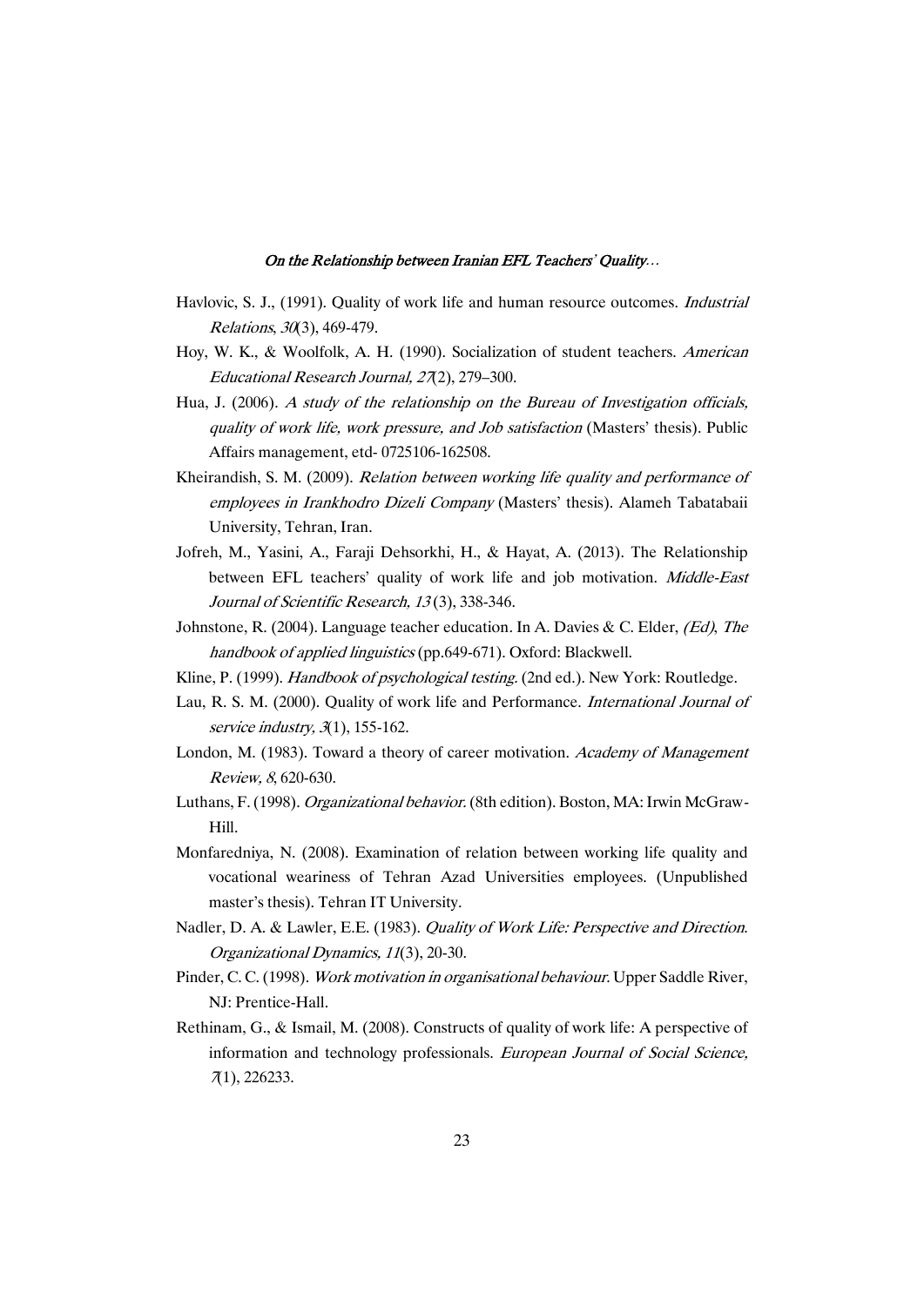Havlovic, S. J., (1991). Quality of work life and human resource outcomes. *Industrial Relations*, *30*(3), 469-479.

Hoy, W. K., & Woolfolk, A. H. (1990). Socialization of student teachers. *American Educational Research Journal, 27*(2), 279–300.

Hua, J. (2006). *A study of the relationship on the Bureau of Investigation officials, quality of work life, work pressure, and Job satisfaction* (Masters' thesis). Public Affairs management, etd- 0725106-162508.

Kheirandish, S. M. (2009). *Relation between working life quality and performance of employees in Irankhodro Dizeli Company* (Masters' thesis). Alameh Tabatabaii University, Tehran, Iran.

Jofreh, M., Yasini, A., Faraji Dehsorkhi, H., & Hayat, A. (2013). The Relationship between EFL teachers' quality of work life and job motivation. *Middle-East Journal of Scientific Research, 13* (3), 338-346.

Johnstone, R. (2004). Language teacher education. In A. Davies & C. Elder, *(Ed)*, *The handbook of applied linguistics* (pp.649-671). Oxford: Blackwell.

Kline, P. (1999). *Handbook of psychological testing*. (2nd ed.). New York: Routledge.

Lau, R. S. M. (2000). Quality of work life and Performance. *International Journal of service industry, 3*(1), 155-162.

London, M. (1983). Toward a theory of career motivation. *Academy of Management Review, 8*, 620-630.

Luthans, F. (1998). *Organizational behavior*. (8th edition). Boston, MA: Irwin McGraw-Hill.

Monfaredniya, N. (2008). Examination of relation between working life quality and vocational weariness of Tehran Azad Universities employees. (Unpublished master's thesis). Tehran IT University.

Nadler, D. A. & Lawler, E.E. (1983). *Quality of Work Life: Perspective and Direction*. *Organizational Dynamics, 11*(3), 20-30.

Pinder, C. C. (1998). *Work motivation in organisational behaviour*. Upper Saddle River, NJ: Prentice-Hall.

Rethinam, G., & Ismail, M. (2008). Constructs of quality of work life: A perspective of information and technology professionals. *European Journal of Social Science, 7*(1), 226233.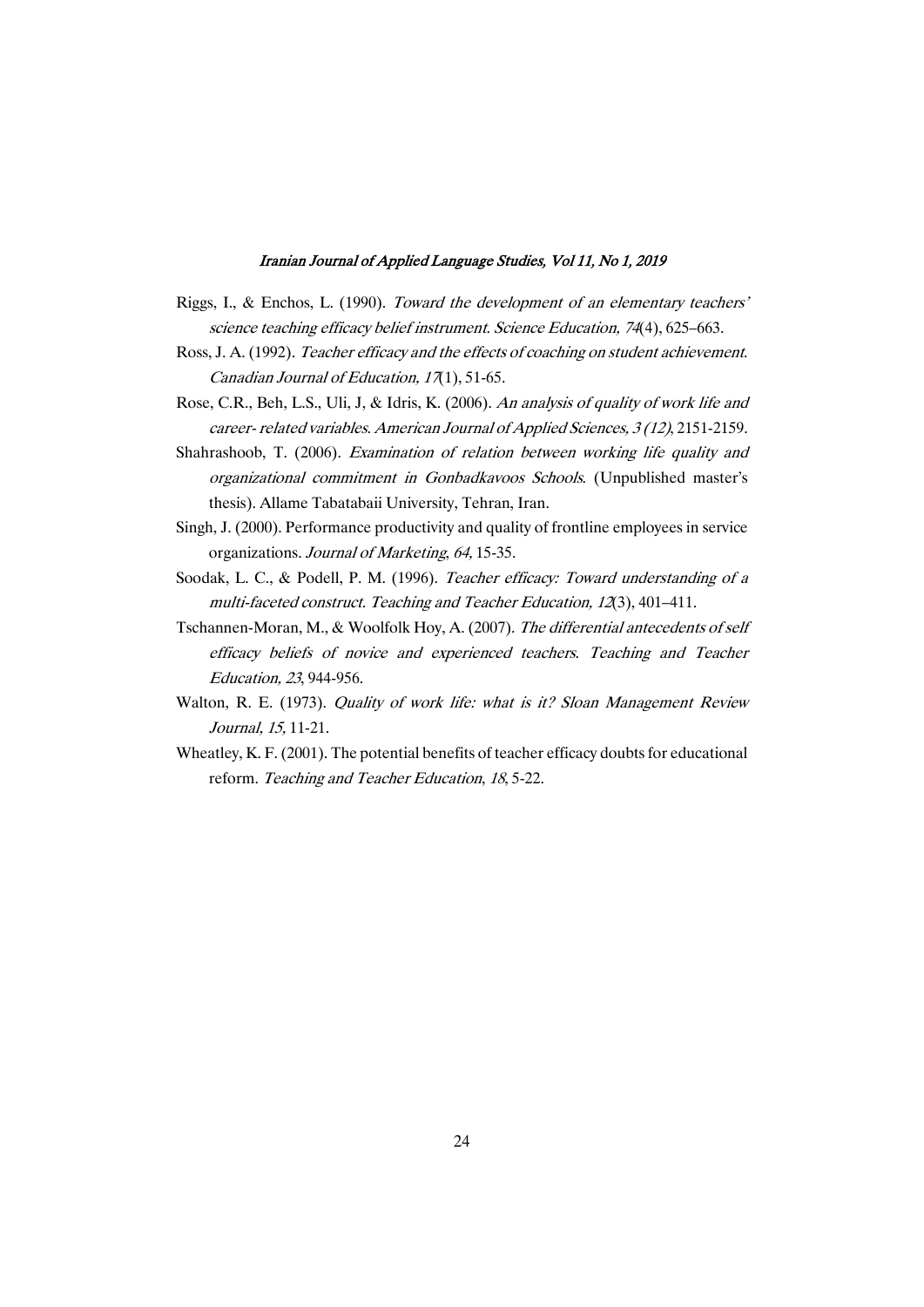Riggs, I., & Enchos, L. (1990). *Toward the development of an elementary teachers' science teaching efficacy belief instrument. Science Education, 74*(4), 625–663.

Ross, J. A. (1992). *Teacher efficacy and the effects of coaching on student achievement. Canadian Journal of Education, 17*(1), 51-65.

Rose, C.R., Beh, L.S., Uli, J, & Idris, K. (2006). *An analysis of quality of work life and career- related variables. American Journal of Applied Sciences, 3 (12)*, 2151-2159.

Shahrashoob, T. (2006). *Examination of relation between working life quality and organizational commitment in Gonbadkavoos Schools*. (Unpublished master's thesis). Allame Tabatabaii University, Tehran, Iran.

Singh, J. (2000). Performance productivity and quality of frontline employees in service organizations. *Journal of Marketing*, *64,* 15-35.

Soodak, L. C., & Podell, P. M. (1996). *Teacher efficacy: Toward understanding of a multi-faceted construct. Teaching and Teacher Education, 12*(3), 401–411.

Tschannen-Moran, M., & Woolfolk Hoy, A. (2007). *The differential antecedents of self efficacy beliefs of novice and experienced teachers. Teaching and Teacher Education, 23*, 944-956.

Walton, R. E. (1973). *Quality of work life: what is it? Sloan Management Review Journal, 15,* 11-21.

Wheatley, K. F. (2001). The potential benefits of teacher efficacy doubts for educational reform. *Teaching and Teacher Education*, *18*, 5-22.